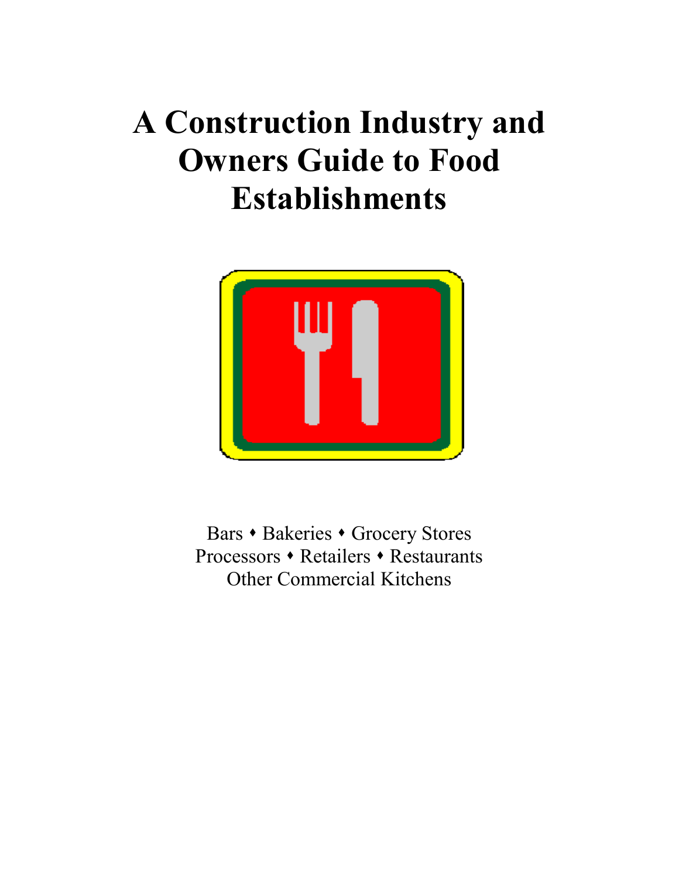# A Construction Industry and Owners Guide to Food Establishments

Bars ⬩ Bakeries ⬩ Grocery Stores
Processors ⬩ Retailers ⬩ Restaurants
Other Commercial Kitchens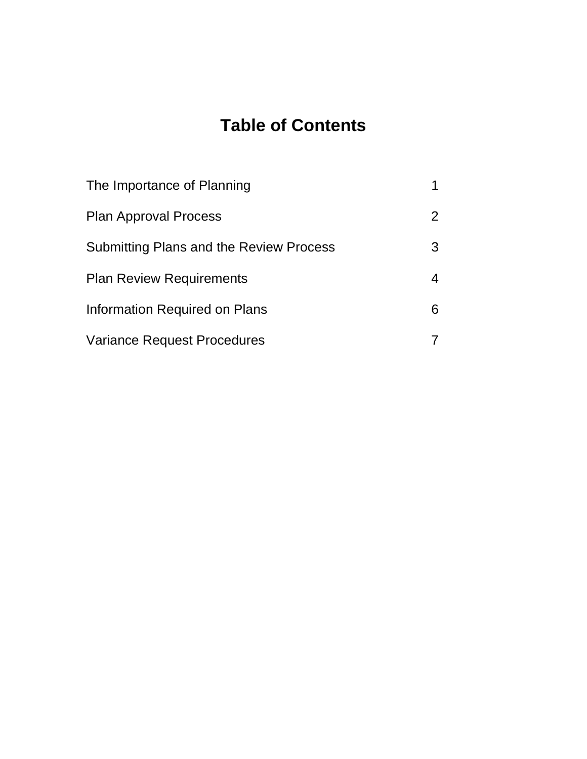# Table of Contents

| | |
|---|---|
| The Importance of Planning | 1 |
| Plan Approval Process | 2 |
| Submitting Plans and the Review Process | 3 |
| Plan Review Requirements | 4 |
| Information Required on Plans | 6 |
| Variance Request Procedures | 7 |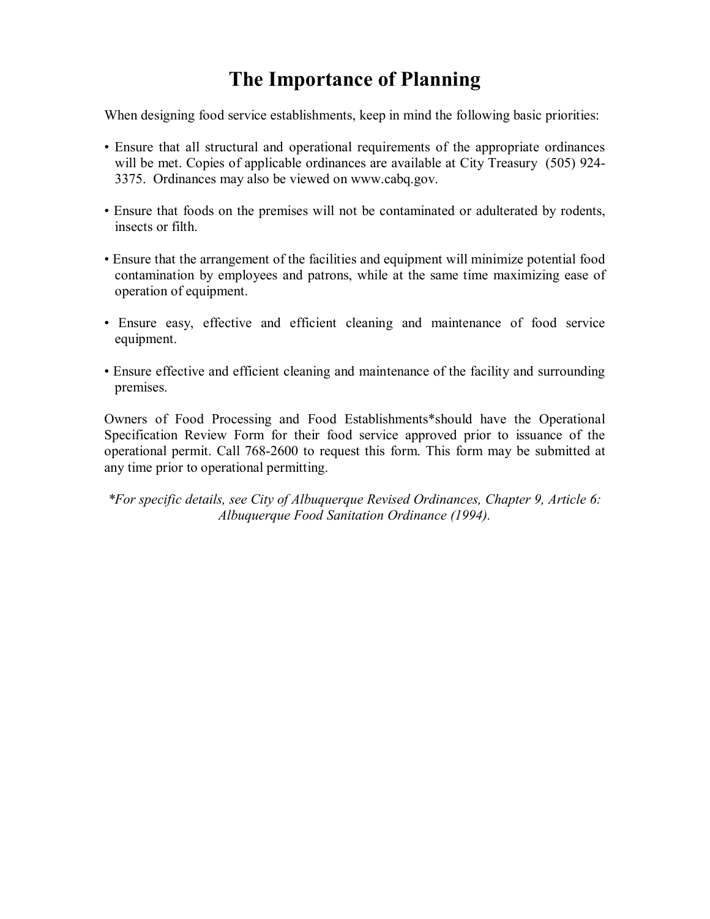# The Importance of Planning

When designing food service establishments, keep in mind the following basic priorities:

- Ensure that all structural and operational requirements of the appropriate ordinances will be met. Copies of applicable ordinances are available at City Treasury (505) 924-3375. Ordinances may also be viewed on www.cabq.gov.

- Ensure that foods on the premises will not be contaminated or adulterated by rodents, insects or filth.

- Ensure that the arrangement of the facilities and equipment will minimize potential food contamination by employees and patrons, while at the same time maximizing ease of operation of equipment.

- Ensure easy, effective and efficient cleaning and maintenance of food service equipment.

- Ensure effective and efficient cleaning and maintenance of the facility and surrounding premises.

Owners of Food Processing and Food Establishments*should have the Operational Specification Review Form for their food service approved prior to issuance of the operational permit. Call 768-2600 to request this form. This form may be submitted at any time prior to operational permitting.

*\*For specific details, see City of Albuquerque Revised Ordinances, Chapter 9, Article 6: Albuquerque Food Sanitation Ordinance (1994).*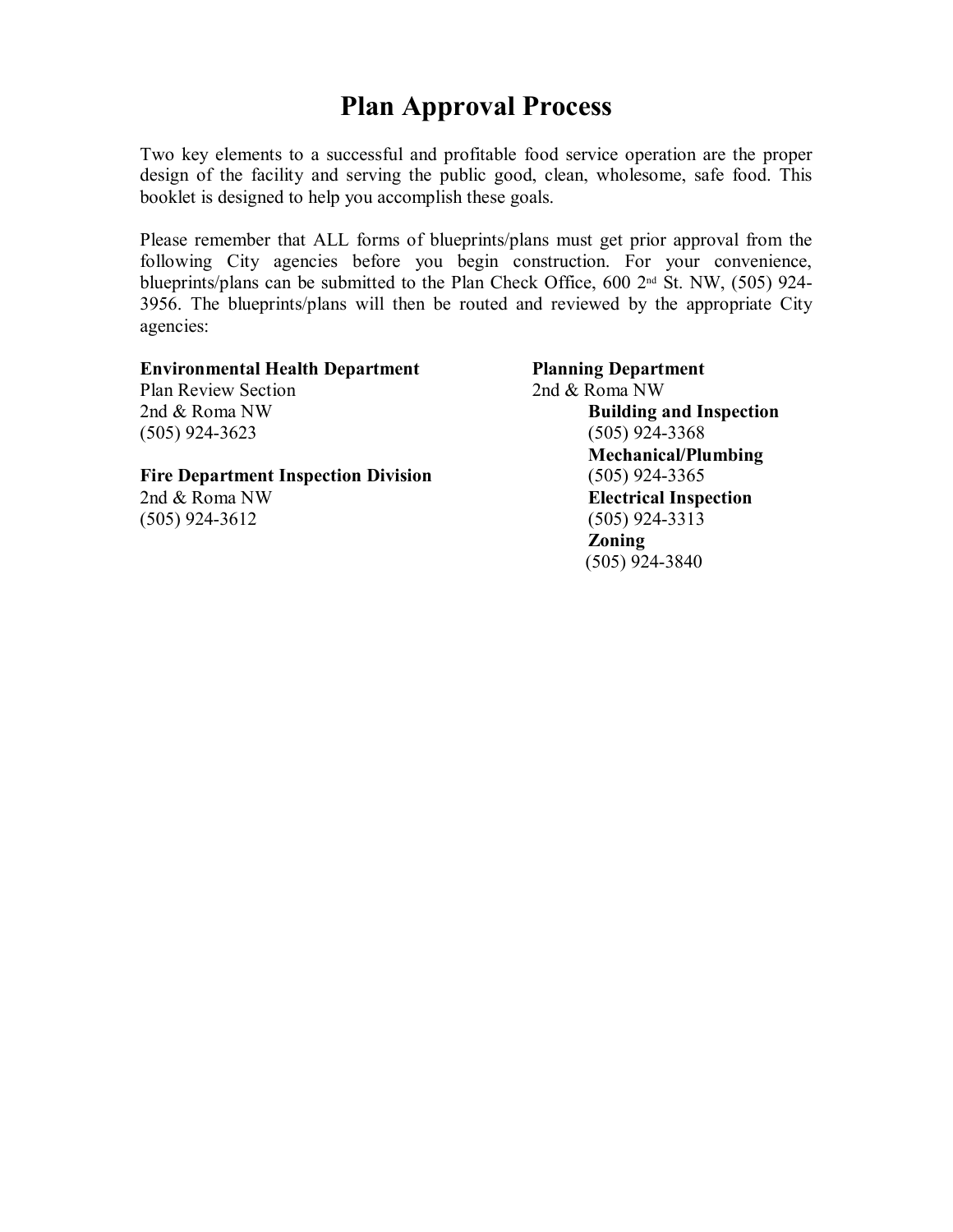# Plan Approval Process

Two key elements to a successful and profitable food service operation are the proper design of the facility and serving the public good, clean, wholesome, safe food. This booklet is designed to help you accomplish these goals.

Please remember that ALL forms of blueprints/plans must get prior approval from the following City agencies before you begin construction. For your convenience, blueprints/plans can be submitted to the Plan Check Office, 600 2nd St. NW, (505) 924-3956. The blueprints/plans will then be routed and reviewed by the appropriate City agencies:

**Environmental Health Department**
Plan Review Section
2nd & Roma NW
(505) 924-3623

**Fire Department Inspection Division**
2nd & Roma NW
(505) 924-3612

**Planning Department**
2nd & Roma NW

- **Building and Inspection**
  (505) 924-3368
- **Mechanical/Plumbing**
  (505) 924-3365
- **Electrical Inspection**
  (505) 924-3313
- **Zoning**
  (505) 924-3840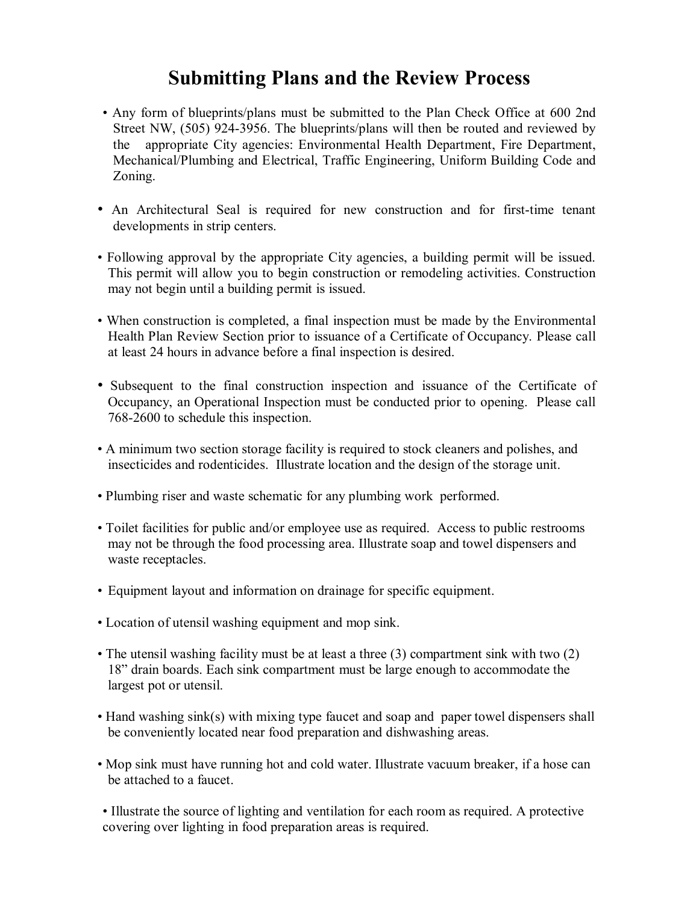# Submitting Plans and the Review Process

- Any form of blueprints/plans must be submitted to the Plan Check Office at 600 2nd Street NW, (505) 924-3956. The blueprints/plans will then be routed and reviewed by the appropriate City agencies: Environmental Health Department, Fire Department, Mechanical/Plumbing and Electrical, Traffic Engineering, Uniform Building Code and Zoning.

- An Architectural Seal is required for new construction and for first-time tenant developments in strip centers.

- Following approval by the appropriate City agencies, a building permit will be issued. This permit will allow you to begin construction or remodeling activities. Construction may not begin until a building permit is issued.

- When construction is completed, a final inspection must be made by the Environmental Health Plan Review Section prior to issuance of a Certificate of Occupancy. Please call at least 24 hours in advance before a final inspection is desired.

- Subsequent to the final construction inspection and issuance of the Certificate of Occupancy, an Operational Inspection must be conducted prior to opening. Please call 768-2600 to schedule this inspection.

- A minimum two section storage facility is required to stock cleaners and polishes, and insecticides and rodenticides. Illustrate location and the design of the storage unit.

- Plumbing riser and waste schematic for any plumbing work performed.

- Toilet facilities for public and/or employee use as required. Access to public restrooms may not be through the food processing area. Illustrate soap and towel dispensers and waste receptacles.

- Equipment layout and information on drainage for specific equipment.

- Location of utensil washing equipment and mop sink.

- The utensil washing facility must be at least a three (3) compartment sink with two (2) 18" drain boards. Each sink compartment must be large enough to accommodate the largest pot or utensil.

- Hand washing sink(s) with mixing type faucet and soap and paper towel dispensers shall be conveniently located near food preparation and dishwashing areas.

- Mop sink must have running hot and cold water. Illustrate vacuum breaker, if a hose can be attached to a faucet.

- Illustrate the source of lighting and ventilation for each room as required. A protective covering over lighting in food preparation areas is required.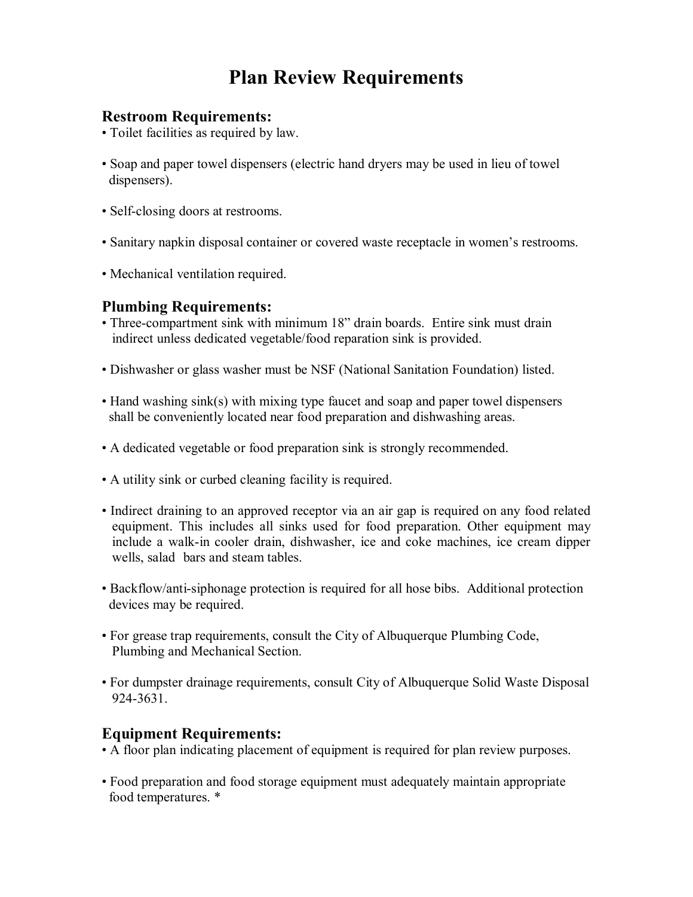# Plan Review Requirements

## Restroom Requirements:

- Toilet facilities as required by law.
- Soap and paper towel dispensers (electric hand dryers may be used in lieu of towel dispensers).
- Self-closing doors at restrooms.
- Sanitary napkin disposal container or covered waste receptacle in women's restrooms.
- Mechanical ventilation required.

## Plumbing Requirements:

- Three-compartment sink with minimum 18" drain boards. Entire sink must drain indirect unless dedicated vegetable/food reparation sink is provided.
- Dishwasher or glass washer must be NSF (National Sanitation Foundation) listed.
- Hand washing sink(s) with mixing type faucet and soap and paper towel dispensers shall be conveniently located near food preparation and dishwashing areas.
- A dedicated vegetable or food preparation sink is strongly recommended.
- A utility sink or curbed cleaning facility is required.
- Indirect draining to an approved receptor via an air gap is required on any food related equipment. This includes all sinks used for food preparation. Other equipment may include a walk-in cooler drain, dishwasher, ice and coke machines, ice cream dipper wells, salad bars and steam tables.
- Backflow/anti-siphonage protection is required for all hose bibs. Additional protection devices may be required.
- For grease trap requirements, consult the City of Albuquerque Plumbing Code, Plumbing and Mechanical Section.
- For dumpster drainage requirements, consult City of Albuquerque Solid Waste Disposal 924-3631.

## Equipment Requirements:

- A floor plan indicating placement of equipment is required for plan review purposes.
- Food preparation and food storage equipment must adequately maintain appropriate food temperatures. *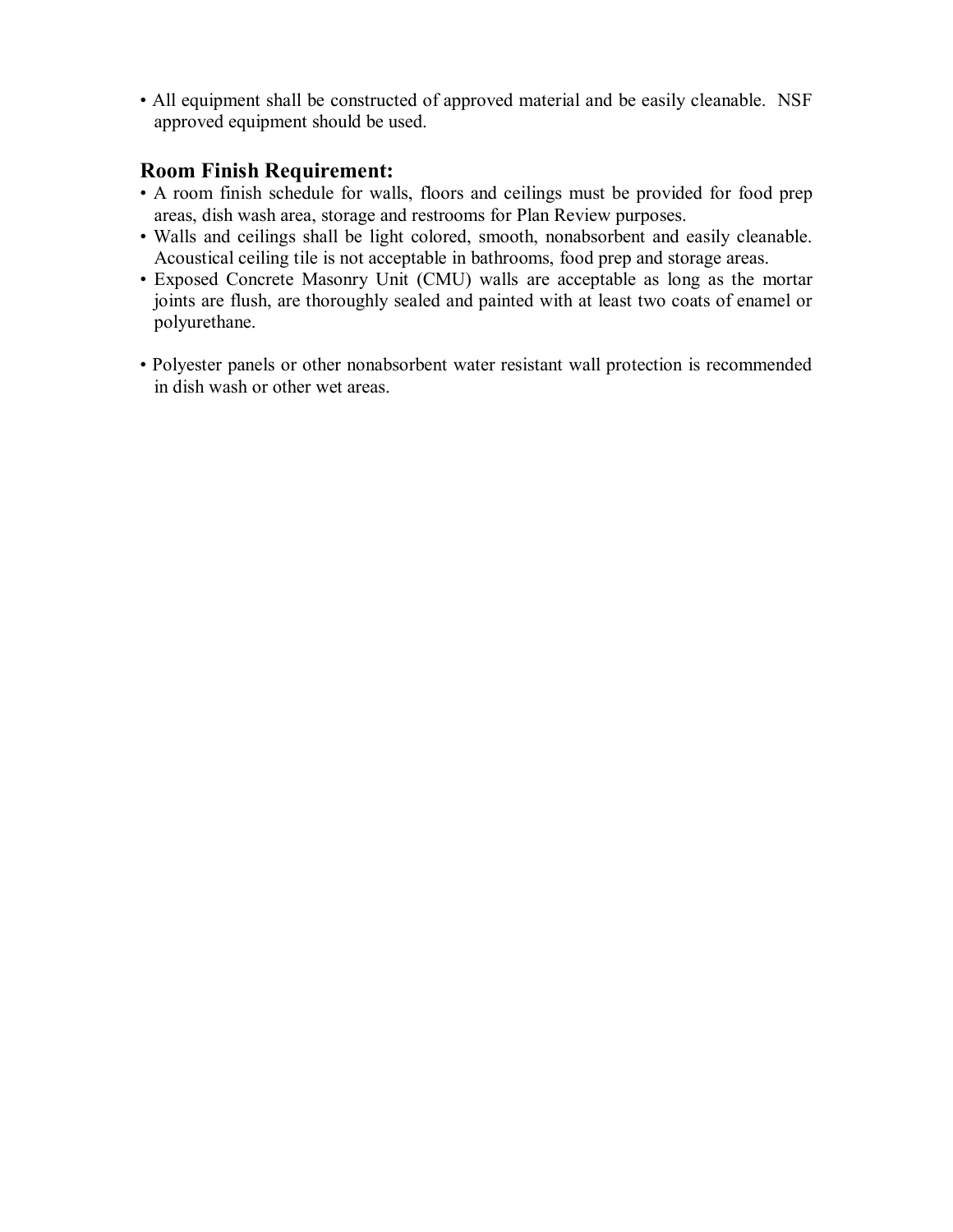- All equipment shall be constructed of approved material and be easily cleanable. NSF approved equipment should be used.

## Room Finish Requirement:

- A room finish schedule for walls, floors and ceilings must be provided for food prep areas, dish wash area, storage and restrooms for Plan Review purposes.
- Walls and ceilings shall be light colored, smooth, nonabsorbent and easily cleanable. Acoustical ceiling tile is not acceptable in bathrooms, food prep and storage areas.
- Exposed Concrete Masonry Unit (CMU) walls are acceptable as long as the mortar joints are flush, are thoroughly sealed and painted with at least two coats of enamel or polyurethane.

- Polyester panels or other nonabsorbent water resistant wall protection is recommended in dish wash or other wet areas.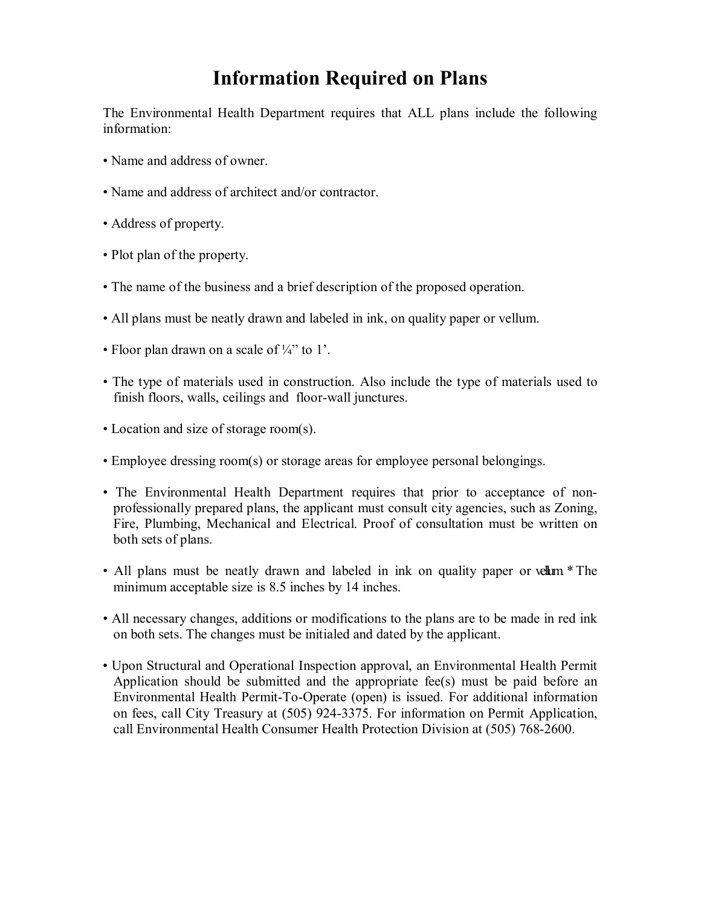# Information Required on Plans

The Environmental Health Department requires that ALL plans include the following information:

- Name and address of owner.
- Name and address of architect and/or contractor.
- Address of property.
- Plot plan of the property.
- The name of the business and a brief description of the proposed operation.
- All plans must be neatly drawn and labeled in ink, on quality paper or vellum.
- Floor plan drawn on a scale of ¼" to 1'.
- The type of materials used in construction. Also include the type of materials used to finish floors, walls, ceilings and floor-wall junctures.
- Location and size of storage room(s).
- Employee dressing room(s) or storage areas for employee personal belongings.
- The Environmental Health Department requires that prior to acceptance of non-professionally prepared plans, the applicant must consult city agencies, such as Zoning, Fire, Plumbing, Mechanical and Electrical. Proof of consultation must be written on both sets of plans.
- All plans must be neatly drawn and labeled in ink on quality paper or vellum. * The minimum acceptable size is 8.5 inches by 14 inches.
- All necessary changes, additions or modifications to the plans are to be made in red ink on both sets. The changes must be initialed and dated by the applicant.
- Upon Structural and Operational Inspection approval, an Environmental Health Permit Application should be submitted and the appropriate fee(s) must be paid before an Environmental Health Permit-To-Operate (open) is issued. For additional information on fees, call City Treasury at (505) 924-3375. For information on Permit Application, call Environmental Health Consumer Health Protection Division at (505) 768-2600.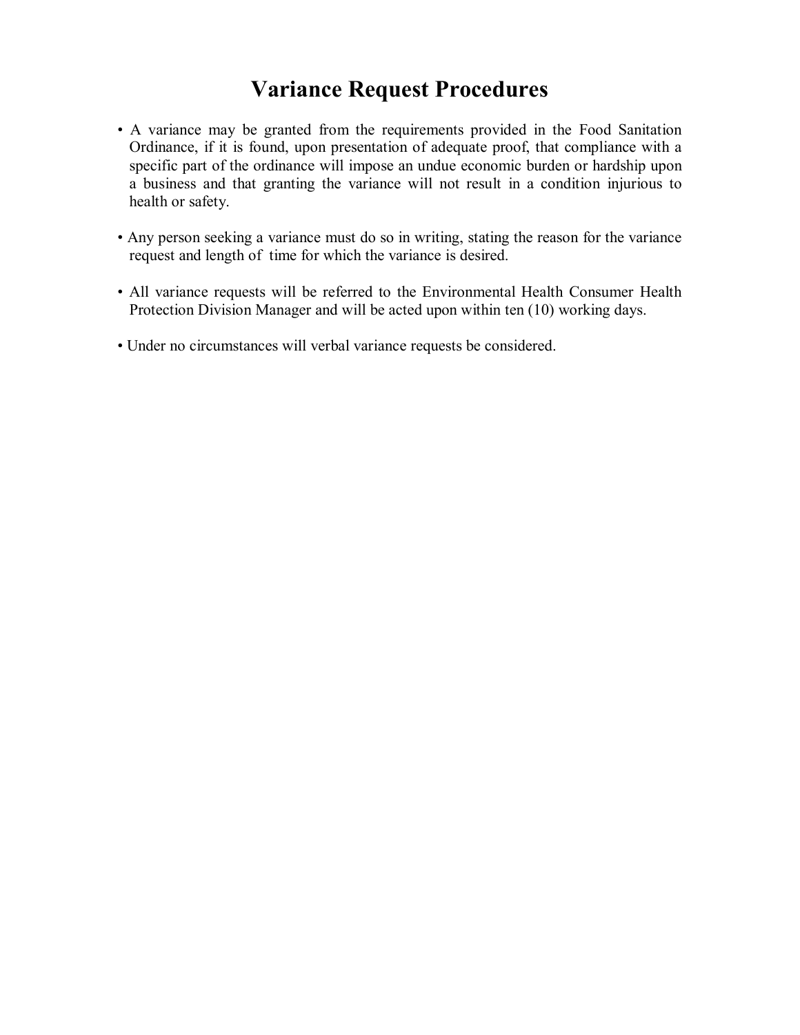# Variance Request Procedures

- A variance may be granted from the requirements provided in the Food Sanitation Ordinance, if it is found, upon presentation of adequate proof, that compliance with a specific part of the ordinance will impose an undue economic burden or hardship upon a business and that granting the variance will not result in a condition injurious to health or safety.

- Any person seeking a variance must do so in writing, stating the reason for the variance request and length of time for which the variance is desired.

- All variance requests will be referred to the Environmental Health Consumer Health Protection Division Manager and will be acted upon within ten (10) working days.

- Under no circumstances will verbal variance requests be considered.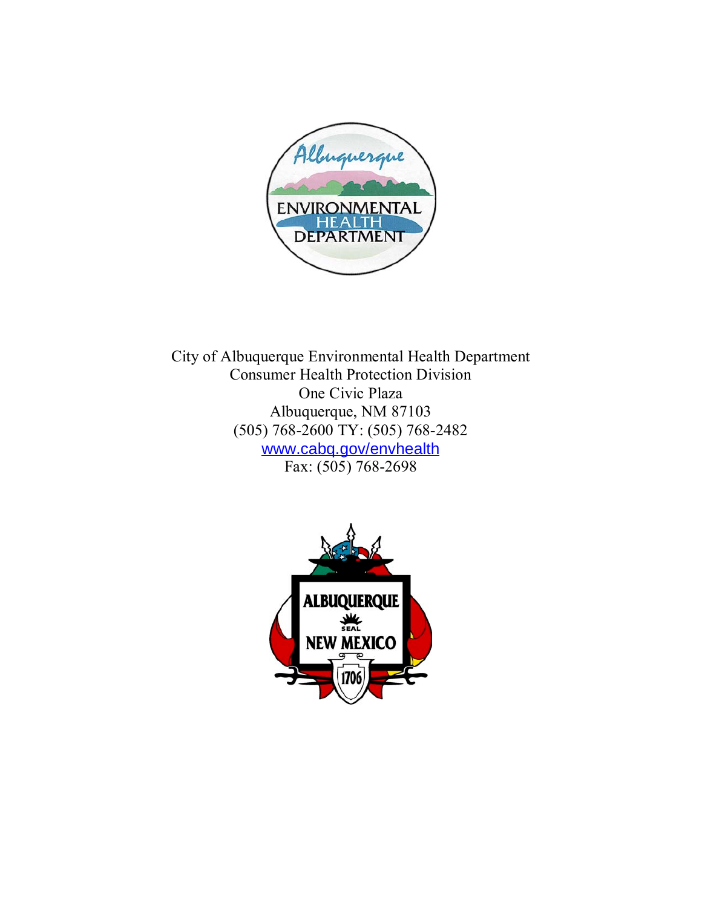City of Albuquerque Environmental Health Department
Consumer Health Protection Division
One Civic Plaza
Albuquerque, NM 87103
(505) 768-2600 TY: (505) 768-2482
www.cabq.gov/envhealth
Fax: (505) 768-2698